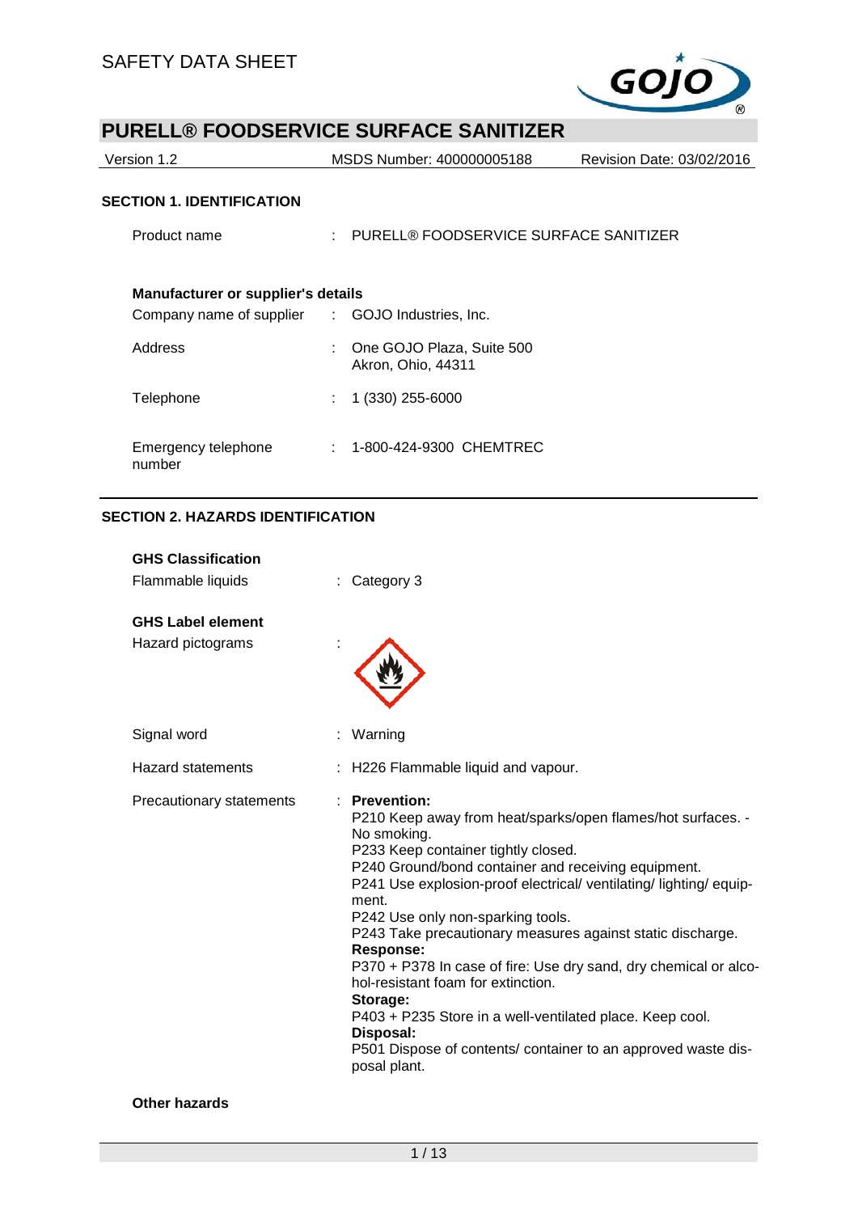SAFETY DATA SHEET

# PURELL® FOODSERVICE SURFACE SANITIZER

| Version 1.2 | MSDS Number: 400000005188 | Revision Date: 03/02/2016 |
|---|---|---|

## SECTION 1. IDENTIFICATION

| | | |
|---|---|---|
| Product name | : | PURELL® FOODSERVICE SURFACE SANITIZER |

**Manufacturer or supplier's details**

| | | |
|---|---|---|
| Company name of supplier | : | GOJO Industries, Inc. |
| Address | : | One GOJO Plaza, Suite 500<br>Akron, Ohio, 44311 |
| Telephone | : | 1 (330) 255-6000 |
| Emergency telephone number | : | 1-800-424-9300 CHEMTREC |

## SECTION 2. HAZARDS IDENTIFICATION

**GHS Classification**

| | | |
|---|---|---|
| Flammable liquids | : | Category 3 |

**GHS Label element**

| | | |
|---|---|---|
| Hazard pictograms | : | |
| Signal word | : | Warning |
| Hazard statements | : | H226 Flammable liquid and vapour. |

Precautionary statements :

**Prevention:**
P210 Keep away from heat/sparks/open flames/hot surfaces. - No smoking.
P233 Keep container tightly closed.
P240 Ground/bond container and receiving equipment.
P241 Use explosion-proof electrical/ ventilating/ lighting/ equipment.
P242 Use only non-sparking tools.
P243 Take precautionary measures against static discharge.
**Response:**
P370 + P378 In case of fire: Use dry sand, dry chemical or alcohol-resistant foam for extinction.
**Storage:**
P403 + P235 Store in a well-ventilated place. Keep cool.
**Disposal:**
P501 Dispose of contents/ container to an approved waste disposal plant.

**Other hazards**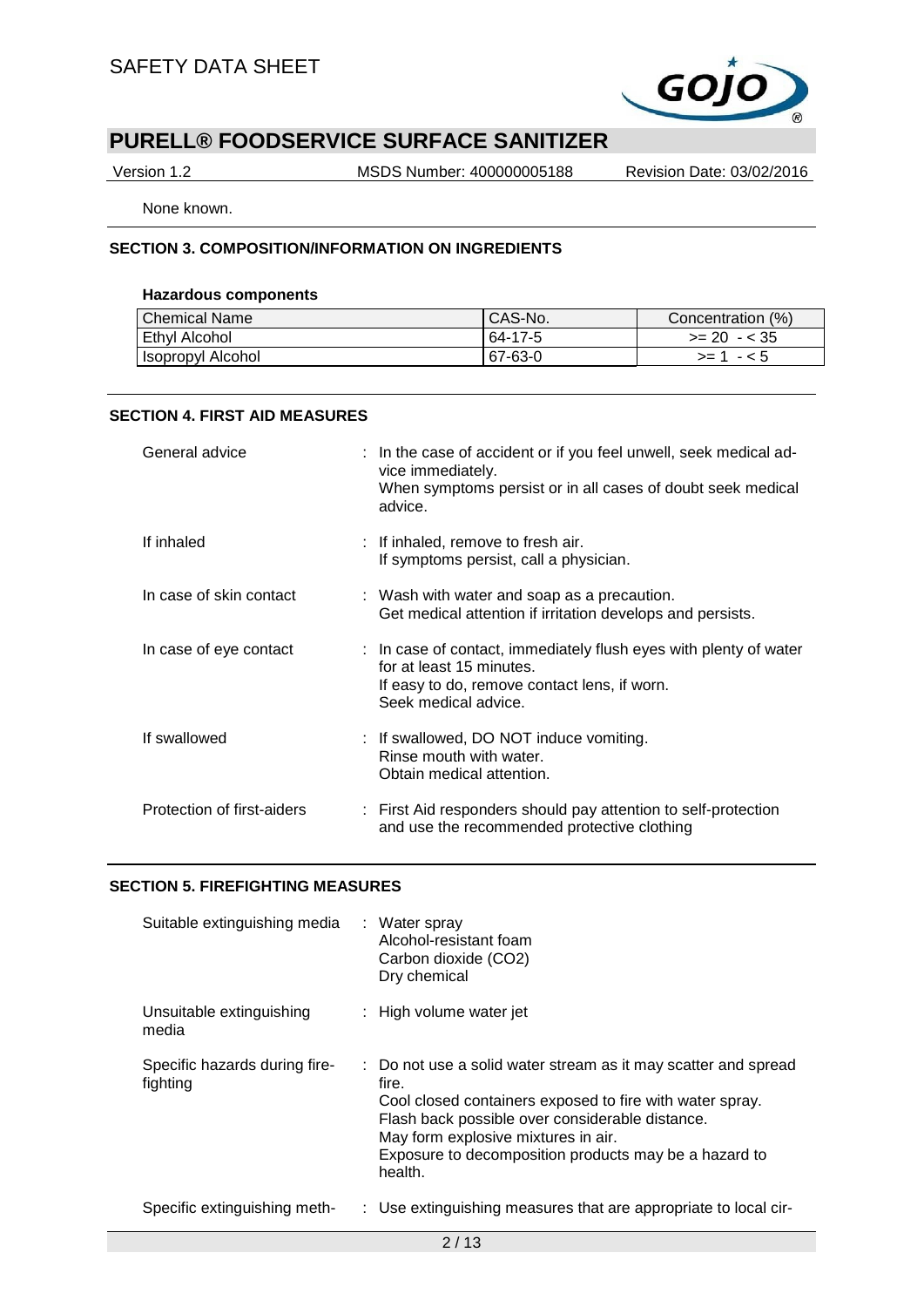None known.

## SECTION 3. COMPOSITION/INFORMATION ON INGREDIENTS

### Hazardous components

| Chemical Name | CAS-No. | Concentration (%) |
|---|---|---|
| Ethyl Alcohol | 64-17-5 | >= 20 - < 35 |
| Isopropyl Alcohol | 67-63-0 | >= 1 - < 5 |

## SECTION 4. FIRST AID MEASURES

General advice : In the case of accident or if you feel unwell, seek medical advice immediately.
When symptoms persist or in all cases of doubt seek medical advice.

If inhaled : If inhaled, remove to fresh air.
If symptoms persist, call a physician.

In case of skin contact : Wash with water and soap as a precaution.
Get medical attention if irritation develops and persists.

In case of eye contact : In case of contact, immediately flush eyes with plenty of water for at least 15 minutes.
If easy to do, remove contact lens, if worn.
Seek medical advice.

If swallowed : If swallowed, DO NOT induce vomiting.
Rinse mouth with water.
Obtain medical attention.

Protection of first-aiders : First Aid responders should pay attention to self-protection and use the recommended protective clothing

## SECTION 5. FIREFIGHTING MEASURES

Suitable extinguishing media : Water spray
Alcohol-resistant foam
Carbon dioxide ($CO_2$)
Dry chemical

Unsuitable extinguishing media : High volume water jet

Specific hazards during firefighting : Do not use a solid water stream as it may scatter and spread fire.
Cool closed containers exposed to fire with water spray.
Flash back possible over considerable distance.
May form explosive mixtures in air.
Exposure to decomposition products may be a hazard to health.

Specific extinguishing meth- : Use extinguishing measures that are appropriate to local cir-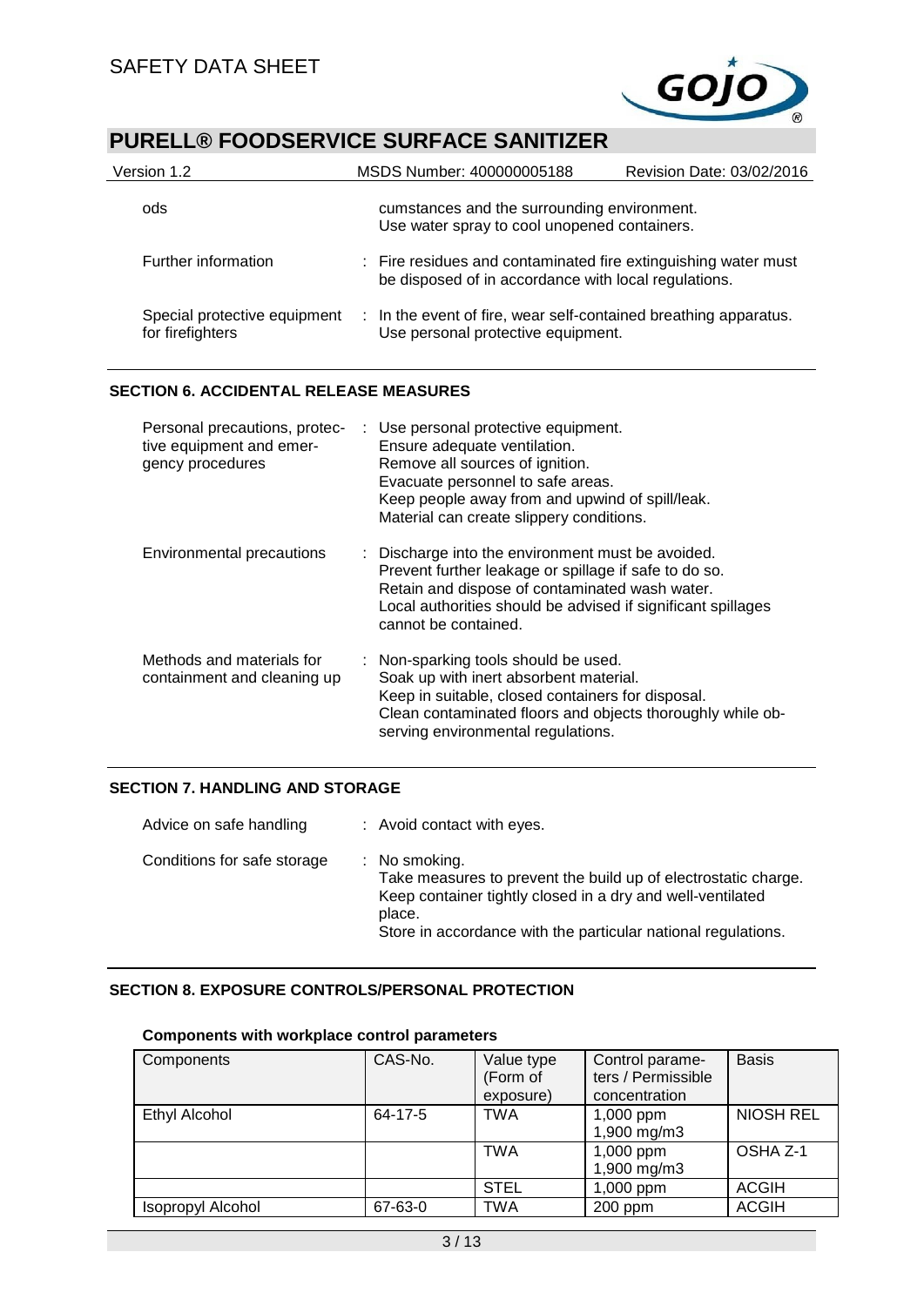| | |
|---|---|
| ods | cumstances and the surrounding environment. Use water spray to cool unopened containers. |
| Further information | : Fire residues and contaminated fire extinguishing water must be disposed of in accordance with local regulations. |
| Special protective equipment for firefighters | : In the event of fire, wear self-contained breathing apparatus. Use personal protective equipment. |

## SECTION 6. ACCIDENTAL RELEASE MEASURES

| | |
|---|---|
| Personal precautions, protective equipment and emergency procedures | : Use personal protective equipment.<br>Ensure adequate ventilation.<br>Remove all sources of ignition.<br>Evacuate personnel to safe areas.<br>Keep people away from and upwind of spill/leak.<br>Material can create slippery conditions. |
| Environmental precautions | : Discharge into the environment must be avoided.<br>Prevent further leakage or spillage if safe to do so.<br>Retain and dispose of contaminated wash water.<br>Local authorities should be advised if significant spillages cannot be contained. |
| Methods and materials for containment and cleaning up | : Non-sparking tools should be used.<br>Soak up with inert absorbent material.<br>Keep in suitable, closed containers for disposal.<br>Clean contaminated floors and objects thoroughly while observing environmental regulations. |

## SECTION 7. HANDLING AND STORAGE

| | |
|---|---|
| Advice on safe handling | : Avoid contact with eyes. |
| Conditions for safe storage | : No smoking.<br>Take measures to prevent the build up of electrostatic charge.<br>Keep container tightly closed in a dry and well-ventilated place.<br>Store in accordance with the particular national regulations. |

## SECTION 8. EXPOSURE CONTROLS/PERSONAL PROTECTION

**Components with workplace control parameters**

| Components | CAS-No. | Value type (Form of exposure) | Control parameters / Permissible concentration | Basis |
|---|---|---|---|---|
| Ethyl Alcohol | 64-17-5 | TWA | 1,000 ppm<br>1,900 mg/m3 | NIOSH REL |
| | | TWA | 1,000 ppm<br>1,900 mg/m3 | OSHA Z-1 |
| | | STEL | 1,000 ppm | ACGIH |
| Isopropyl Alcohol | 67-63-0 | TWA | 200 ppm | ACGIH |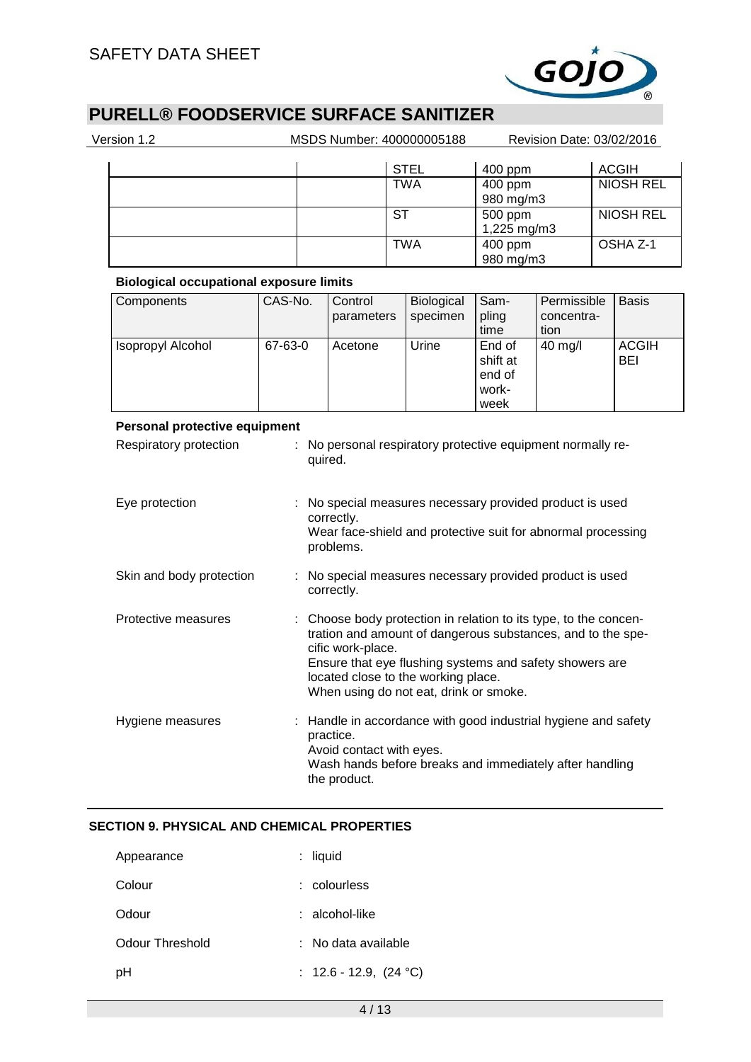| | | STEL | 400 ppm | ACGIH |
|---|---|---|---|---|
| | | TWA | 400 ppm<br>980 mg/m3 | NIOSH REL |
| | | ST | 500 ppm<br>1,225 mg/m3 | NIOSH REL |
| | | TWA | 400 ppm<br>980 mg/m3 | OSHA Z-1 |

**Biological occupational exposure limits**

| Components | CAS-No. | Control parameters | Biological specimen | Sampling time | Permissible concentration | Basis |
|---|---|---|---|---|---|---|
| Isopropyl Alcohol | 67-63-0 | Acetone | Urine | End of shift at end of workweek | 40 mg/l | ACGIH BEI |

**Personal protective equipment**

Respiratory protection : No personal respiratory protective equipment normally required.

Eye protection : No special measures necessary provided product is used correctly.
Wear face-shield and protective suit for abnormal processing problems.

Skin and body protection : No special measures necessary provided product is used correctly.

Protective measures : Choose body protection in relation to its type, to the concentration and amount of dangerous substances, and to the specific work-place.
Ensure that eye flushing systems and safety showers are located close to the working place.
When using do not eat, drink or smoke.

Hygiene measures : Handle in accordance with good industrial hygiene and safety practice.
Avoid contact with eyes.
Wash hands before breaks and immediately after handling the product.

## SECTION 9. PHYSICAL AND CHEMICAL PROPERTIES

Appearance : liquid

Colour : colourless

Odour : alcohol-like

Odour Threshold : No data available

pH : 12.6 - 12.9, (24 °C)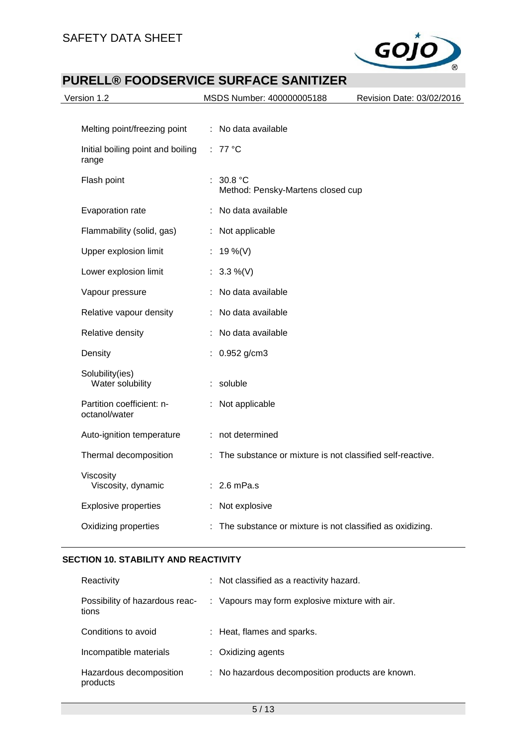| Property | Value |
|---|---|
| Melting point/freezing point | : No data available |
| Initial boiling point and boiling range | : 77 °C |
| Flash point | : 30.8 °C<br>Method: Pensky-Martens closed cup |
| Evaporation rate | : No data available |
| Flammability (solid, gas) | : Not applicable |
| Upper explosion limit | : 19 %(V) |
| Lower explosion limit | : 3.3 %(V) |
| Vapour pressure | : No data available |
| Relative vapour density | : No data available |
| Relative density | : No data available |
| Density | : 0.952 g/cm3 |
| Solubility(ies)<br>Water solubility | : soluble |
| Partition coefficient: n-octanol/water | : Not applicable |
| Auto-ignition temperature | : not determined |
| Thermal decomposition | : The substance or mixture is not classified self-reactive. |
| Viscosity<br>Viscosity, dynamic | : 2.6 mPa.s |
| Explosive properties | : Not explosive |
| Oxidizing properties | : The substance or mixture is not classified as oxidizing. |

## SECTION 10. STABILITY AND REACTIVITY

| Property | Value |
|---|---|
| Reactivity | : Not classified as a reactivity hazard. |
| Possibility of hazardous reactions | : Vapours may form explosive mixture with air. |
| Conditions to avoid | : Heat, flames and sparks. |
| Incompatible materials | : Oxidizing agents |
| Hazardous decomposition products | : No hazardous decomposition products are known. |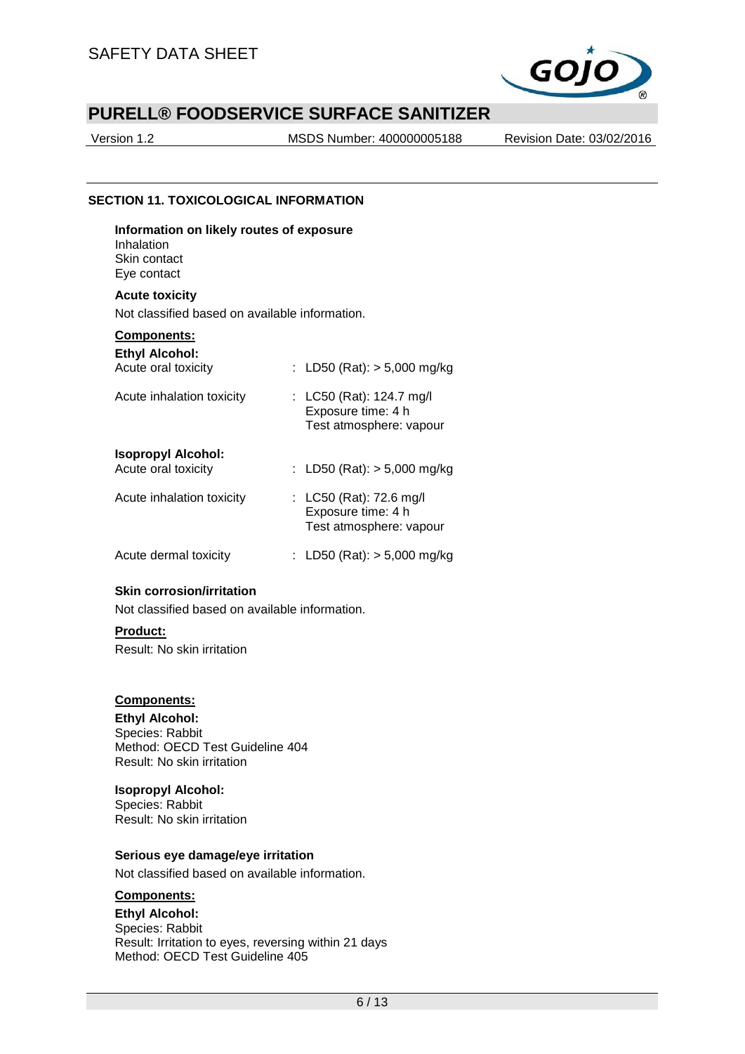## SECTION 11. TOXICOLOGICAL INFORMATION

**Information on likely routes of exposure**
Inhalation
Skin contact
Eye contact

**Acute toxicity**

Not classified based on available information.

**Components:**

**Ethyl Alcohol:**

| | |
|---|---|
| Acute oral toxicity | : LD50 (Rat): > 5,000 mg/kg |
| Acute inhalation toxicity | : LC50 (Rat): 124.7 mg/l<br>Exposure time: 4 h<br>Test atmosphere: vapour |

**Isopropyl Alcohol:**

| | |
|---|---|
| Acute oral toxicity | : LD50 (Rat): > 5,000 mg/kg |
| Acute inhalation toxicity | : LC50 (Rat): 72.6 mg/l<br>Exposure time: 4 h<br>Test atmosphere: vapour |
| Acute dermal toxicity | : LD50 (Rat): > 5,000 mg/kg |

**Skin corrosion/irritation**

Not classified based on available information.

**Product:**

Result: No skin irritation

**Components:**

**Ethyl Alcohol:**
Species: Rabbit
Method: OECD Test Guideline 404
Result: No skin irritation

**Isopropyl Alcohol:**
Species: Rabbit
Result: No skin irritation

**Serious eye damage/eye irritation**

Not classified based on available information.

**Components:**

**Ethyl Alcohol:**
Species: Rabbit
Result: Irritation to eyes, reversing within 21 days
Method: OECD Test Guideline 405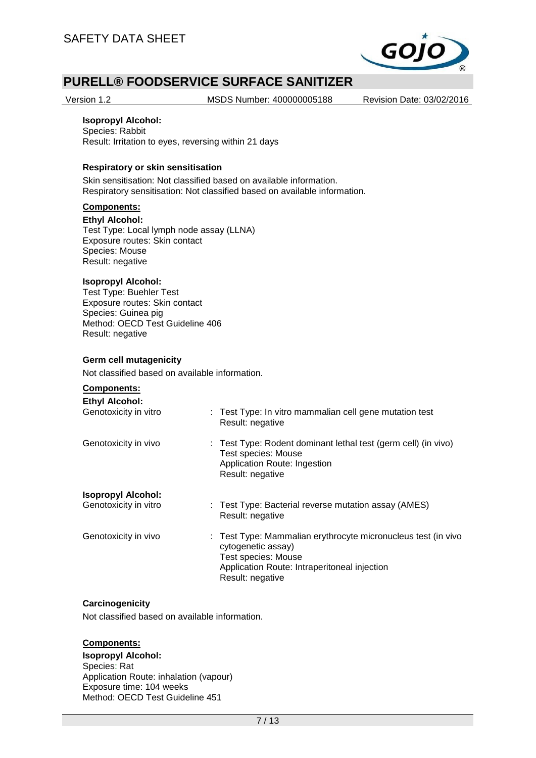**Isopropyl Alcohol:**
Species: Rabbit
Result: Irritation to eyes, reversing within 21 days

**Respiratory or skin sensitisation**

Skin sensitisation: Not classified based on available information.
Respiratory sensitisation: Not classified based on available information.

**Components:**

**Ethyl Alcohol:**
Test Type: Local lymph node assay (LLNA)
Exposure routes: Skin contact
Species: Mouse
Result: negative

**Isopropyl Alcohol:**
Test Type: Buehler Test
Exposure routes: Skin contact
Species: Guinea pig
Method: OECD Test Guideline 406
Result: negative

**Germ cell mutagenicity**

Not classified based on available information.

**Components:**

**Ethyl Alcohol:**

Genotoxicity in vitro : Test Type: In vitro mammalian cell gene mutation test
Result: negative

Genotoxicity in vivo : Test Type: Rodent dominant lethal test (germ cell) (in vivo)
Test species: Mouse
Application Route: Ingestion
Result: negative

**Isopropyl Alcohol:**

Genotoxicity in vitro : Test Type: Bacterial reverse mutation assay (AMES)
Result: negative

Genotoxicity in vivo : Test Type: Mammalian erythrocyte micronucleus test (in vivo cytogenetic assay)
Test species: Mouse
Application Route: Intraperitoneal injection
Result: negative

**Carcinogenicity**

Not classified based on available information.

**Components:**

**Isopropyl Alcohol:**
Species: Rat
Application Route: inhalation (vapour)
Exposure time: 104 weeks
Method: OECD Test Guideline 451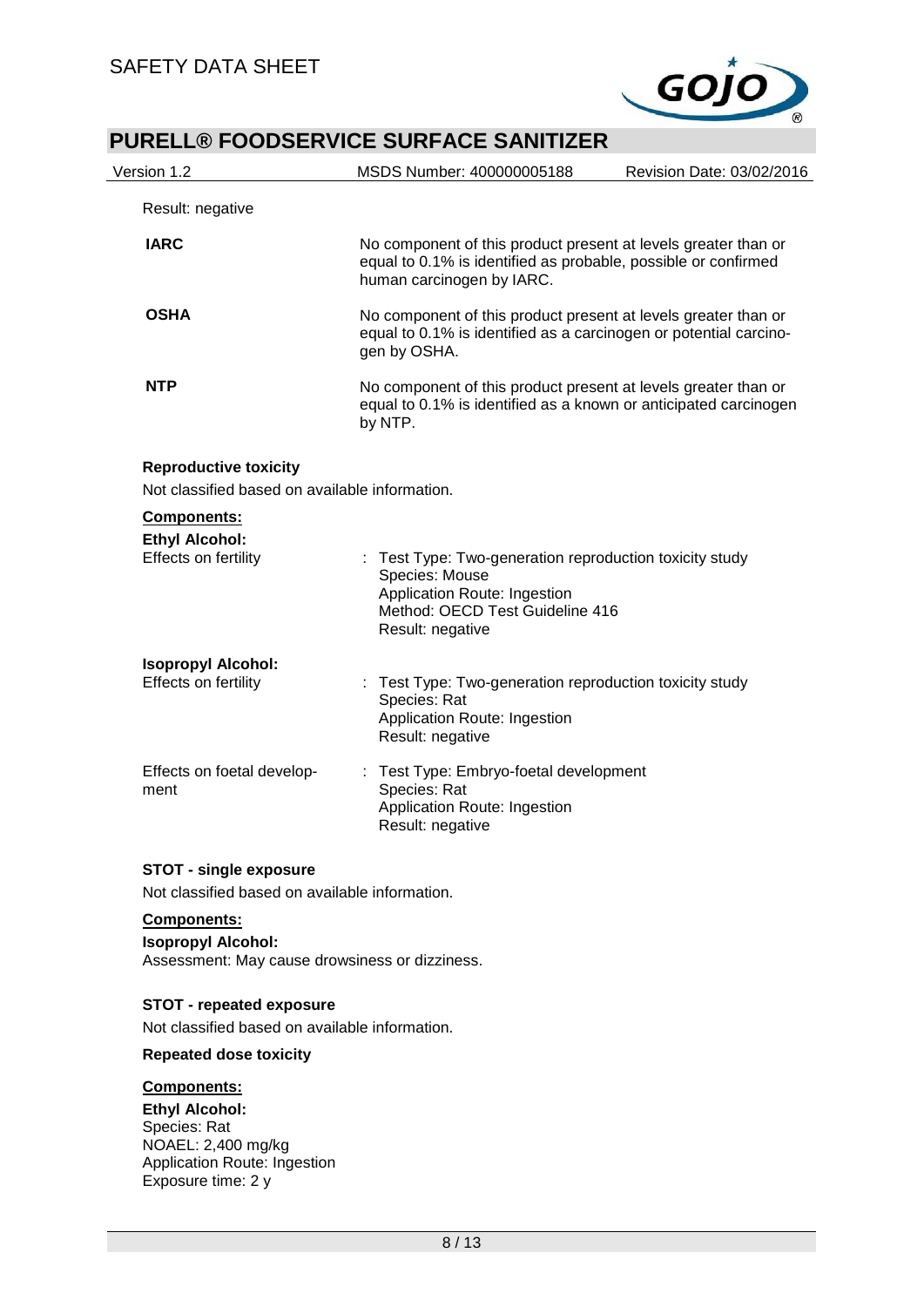Result: negative

**IARC**
No component of this product present at levels greater than or equal to 0.1% is identified as probable, possible or confirmed human carcinogen by IARC.

**OSHA**
No component of this product present at levels greater than or equal to 0.1% is identified as a carcinogen or potential carcinogen by OSHA.

**NTP**
No component of this product present at levels greater than or equal to 0.1% is identified as a known or anticipated carcinogen by NTP.

**Reproductive toxicity**

Not classified based on available information.

**Components:**

**Ethyl Alcohol:**

Effects on fertility : Test Type: Two-generation reproduction toxicity study
Species: Mouse
Application Route: Ingestion
Method: OECD Test Guideline 416
Result: negative

**Isopropyl Alcohol:**

Effects on fertility : Test Type: Two-generation reproduction toxicity study
Species: Rat
Application Route: Ingestion
Result: negative

Effects on foetal development : Test Type: Embryo-foetal development
Species: Rat
Application Route: Ingestion
Result: negative

**STOT - single exposure**

Not classified based on available information.

**Components:**

**Isopropyl Alcohol:**
Assessment: May cause drowsiness or dizziness.

**STOT - repeated exposure**

Not classified based on available information.

**Repeated dose toxicity**

**Components:**

**Ethyl Alcohol:**
Species: Rat
NOAEL: 2,400 mg/kg
Application Route: Ingestion
Exposure time: 2 y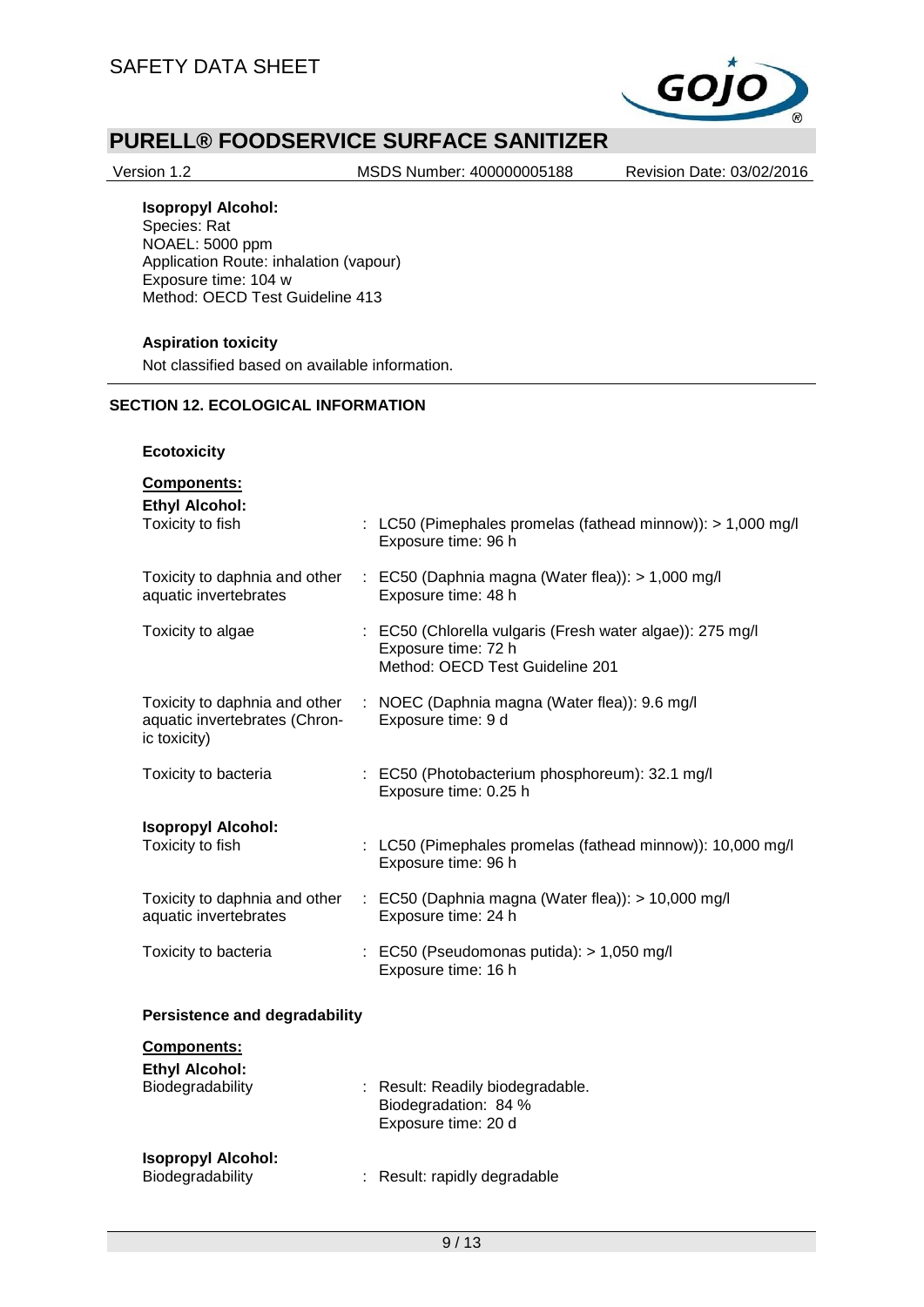**Isopropyl Alcohol:**
Species: Rat
NOAEL: 5000 ppm
Application Route: inhalation (vapour)
Exposure time: 104 w
Method: OECD Test Guideline 413

**Aspiration toxicity**

Not classified based on available information.

## SECTION 12. ECOLOGICAL INFORMATION

**Ecotoxicity**

**Components:**

**Ethyl Alcohol:**

| | |
|---|---|
| Toxicity to fish | : LC50 (Pimephales promelas (fathead minnow)): > 1,000 mg/l<br>Exposure time: 96 h |
| Toxicity to daphnia and other aquatic invertebrates | : EC50 (Daphnia magna (Water flea)): > 1,000 mg/l<br>Exposure time: 48 h |
| Toxicity to algae | : EC50 (Chlorella vulgaris (Fresh water algae)): 275 mg/l<br>Exposure time: 72 h<br>Method: OECD Test Guideline 201 |
| Toxicity to daphnia and other aquatic invertebrates (Chronic toxicity) | : NOEC (Daphnia magna (Water flea)): 9.6 mg/l<br>Exposure time: 9 d |
| Toxicity to bacteria | : EC50 (Photobacterium phosphoreum): 32.1 mg/l<br>Exposure time: 0.25 h |

**Isopropyl Alcohol:**

| | |
|---|---|
| Toxicity to fish | : LC50 (Pimephales promelas (fathead minnow)): 10,000 mg/l<br>Exposure time: 96 h |
| Toxicity to daphnia and other aquatic invertebrates | : EC50 (Daphnia magna (Water flea)): > 10,000 mg/l<br>Exposure time: 24 h |
| Toxicity to bacteria | : EC50 (Pseudomonas putida): > 1,050 mg/l<br>Exposure time: 16 h |

**Persistence and degradability**

**Components:**

**Ethyl Alcohol:**

| | |
|---|---|
| Biodegradability | : Result: Readily biodegradable.<br>Biodegradation: 84 %<br>Exposure time: 20 d |

**Isopropyl Alcohol:**

| | |
|---|---|
| Biodegradability | : Result: rapidly degradable |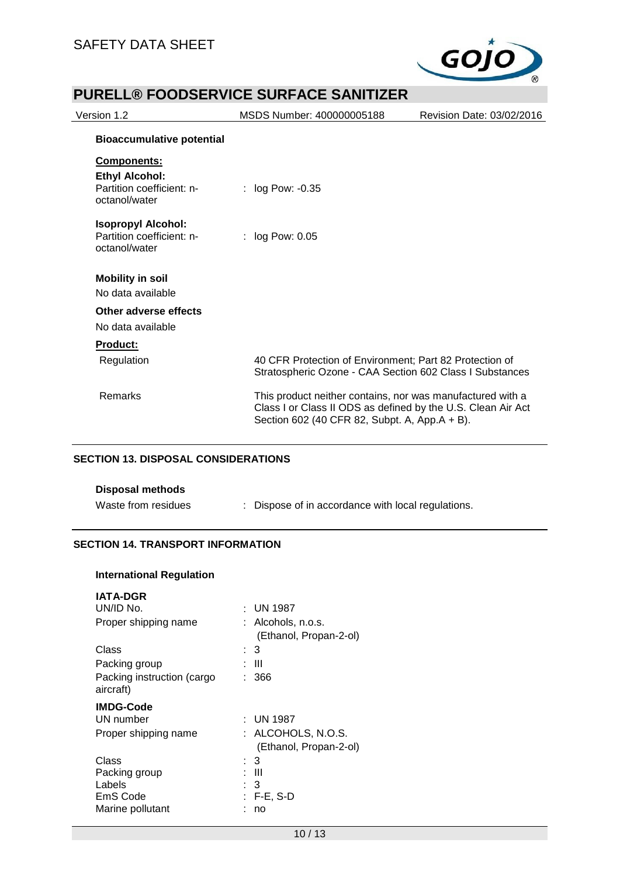**Bioaccumulative potential**

**Components:**

**Ethyl Alcohol:**

| | |
|---|---|
| Partition coefficient: n-octanol/water | : log Pow: -0.35 |

**Isopropyl Alcohol:**

| | |
|---|---|
| Partition coefficient: n-octanol/water | : log Pow: 0.05 |

**Mobility in soil**

No data available

**Other adverse effects**

No data available

**Product:**

| | |
|---|---|
| Regulation | 40 CFR Protection of Environment; Part 82 Protection of Stratospheric Ozone - CAA Section 602 Class I Substances |
| Remarks | This product neither contains, nor was manufactured with a Class I or Class II ODS as defined by the U.S. Clean Air Act Section 602 (40 CFR 82, Subpt. A, App.A + B). |

## SECTION 13. DISPOSAL CONSIDERATIONS

**Disposal methods**

| | |
|---|---|
| Waste from residues | : Dispose of in accordance with local regulations. |

## SECTION 14. TRANSPORT INFORMATION

**International Regulation**

**IATA-DGR**

| | |
|---|---|
| UN/ID No. | : UN 1987 |
| Proper shipping name | : Alcohols, n.o.s. (Ethanol, Propan-2-ol) |
| Class | : 3 |
| Packing group | : III |
| Packing instruction (cargo aircraft) | : 366 |

**IMDG-Code**

| | |
|---|---|
| UN number | : UN 1987 |
| Proper shipping name | : ALCOHOLS, N.O.S. (Ethanol, Propan-2-ol) |
| Class | : 3 |
| Packing group | : III |
| Labels | : 3 |
| EmS Code | : F-E, S-D |
| Marine pollutant | : no |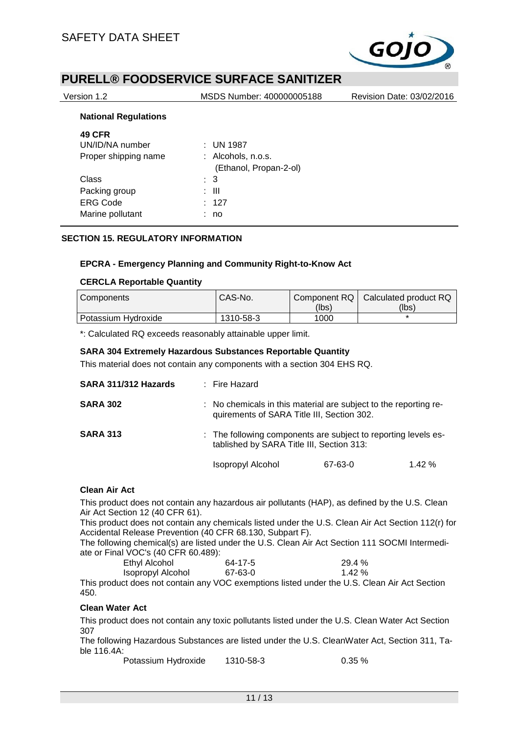**National Regulations**

**49 CFR**

| | |
|---|---|
| UN/ID/NA number | : UN 1987 |
| Proper shipping name | : Alcohols, n.o.s. (Ethanol, Propan-2-ol) |
| Class | : 3 |
| Packing group | : III |
| ERG Code | : 127 |
| Marine pollutant | : no |

## SECTION 15. REGULATORY INFORMATION

**EPCRA - Emergency Planning and Community Right-to-Know Act**

**CERCLA Reportable Quantity**

| Components | CAS-No. | Component RQ (lbs) | Calculated product RQ (lbs) |
|---|---|---|---|
| Potassium Hydroxide | 1310-58-3 | 1000 | * |

*: Calculated RQ exceeds reasonably attainable upper limit.

**SARA 304 Extremely Hazardous Substances Reportable Quantity**

This material does not contain any components with a section 304 EHS RQ.

**SARA 311/312 Hazards** : Fire Hazard

**SARA 302** : No chemicals in this material are subject to the reporting requirements of SARA Title III, Section 302.

**SARA 313** : The following components are subject to reporting levels established by SARA Title III, Section 313:

| | | |
|---|---|---|
| Isopropyl Alcohol | 67-63-0 | 1.42 % |

**Clean Air Act**

This product does not contain any hazardous air pollutants (HAP), as defined by the U.S. Clean Air Act Section 12 (40 CFR 61).

This product does not contain any chemicals listed under the U.S. Clean Air Act Section 112(r) for Accidental Release Prevention (40 CFR 68.130, Subpart F).

The following chemical(s) are listed under the U.S. Clean Air Act Section 111 SOCMI Intermediate or Final VOC's (40 CFR 60.489):

| | | |
|---|---|---|
| Ethyl Alcohol | 64-17-5 | 29.4 % |
| Isopropyl Alcohol | 67-63-0 | 1.42 % |

This product does not contain any VOC exemptions listed under the U.S. Clean Air Act Section 450.

**Clean Water Act**

This product does not contain any toxic pollutants listed under the U.S. Clean Water Act Section 307

The following Hazardous Substances are listed under the U.S. CleanWater Act, Section 311, Table 116.4A:

| | | |
|---|---|---|
| Potassium Hydroxide | 1310-58-3 | 0.35 % |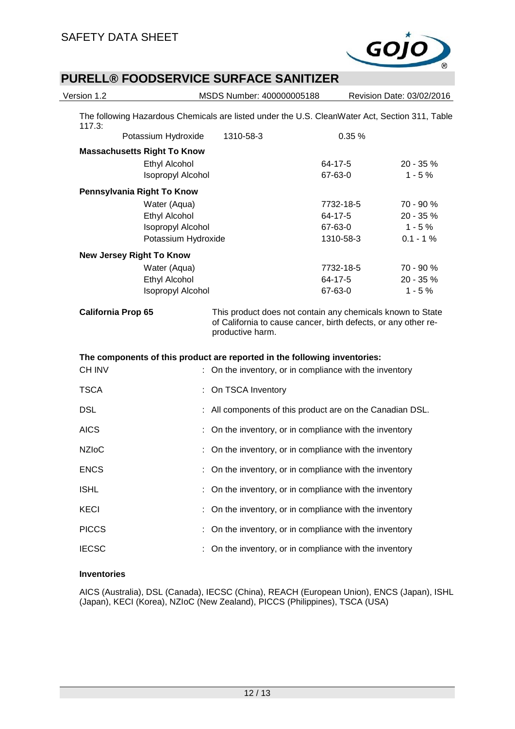The following Hazardous Chemicals are listed under the U.S. CleanWater Act, Section 311, Table 117.3:

| | | |
|---|---|---|
| Potassium Hydroxide | 1310-58-3 | 0.35 % |

**Massachusetts Right To Know**

| | | |
|---|---|---|
| Ethyl Alcohol | 64-17-5 | 20 - 35 % |
| Isopropyl Alcohol | 67-63-0 | 1 - 5 % |

**Pennsylvania Right To Know**

| | | |
|---|---|---|
| Water (Aqua) | 7732-18-5 | 70 - 90 % |
| Ethyl Alcohol | 64-17-5 | 20 - 35 % |
| Isopropyl Alcohol | 67-63-0 | 1 - 5 % |
| Potassium Hydroxide | 1310-58-3 | 0.1 - 1 % |

**New Jersey Right To Know**

| | | |
|---|---|---|
| Water (Aqua) | 7732-18-5 | 70 - 90 % |
| Ethyl Alcohol | 64-17-5 | 20 - 35 % |
| Isopropyl Alcohol | 67-63-0 | 1 - 5 % |

**California Prop 65** This product does not contain any chemicals known to State of California to cause cancer, birth defects, or any other reproductive harm.

**The components of this product are reported in the following inventories:**

CH INV : On the inventory, or in compliance with the inventory

TSCA : On TSCA Inventory

DSL : All components of this product are on the Canadian DSL.

AICS : On the inventory, or in compliance with the inventory

NZIoC : On the inventory, or in compliance with the inventory

ENCS : On the inventory, or in compliance with the inventory

ISHL : On the inventory, or in compliance with the inventory

KECI : On the inventory, or in compliance with the inventory

PICCS : On the inventory, or in compliance with the inventory

IECSC : On the inventory, or in compliance with the inventory

**Inventories**

AICS (Australia), DSL (Canada), IECSC (China), REACH (European Union), ENCS (Japan), ISHL (Japan), KECI (Korea), NZIoC (New Zealand), PICCS (Philippines), TSCA (USA)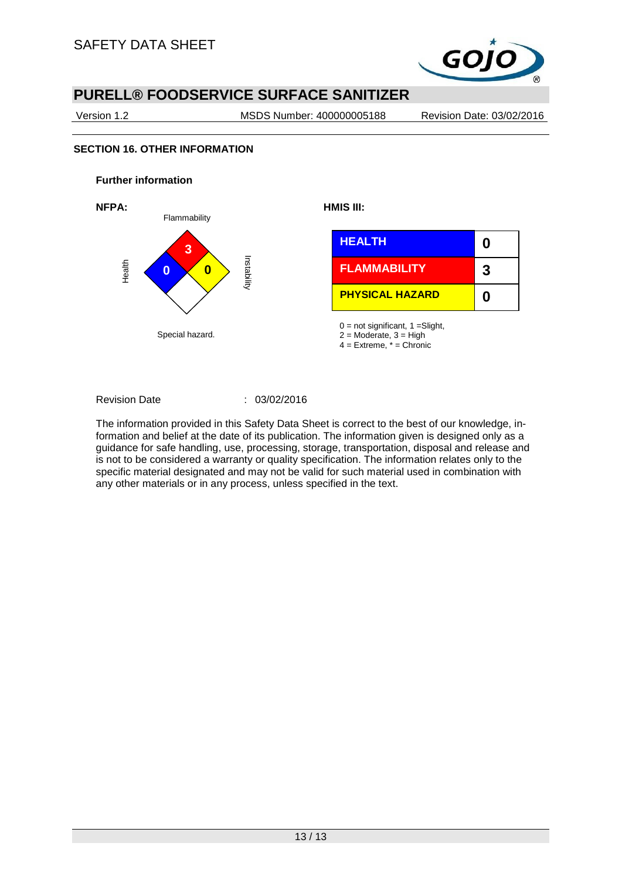SAFETY DATA SHEET

# PURELL® FOODSERVICE SURFACE SANITIZER

Version 1.2 | MSDS Number: 400000005188 | Revision Date: 03/02/2016

## SECTION 16. OTHER INFORMATION

### Further information

**NFPA:**

Flammability

3

Health 0

Instability 0

Special hazard.

**HMIS III:**

| | |
|---|---|
| **HEALTH** | **0** |
| **FLAMMABILITY** | **3** |
| **PHYSICAL HAZARD** | **0** |

0 = not significant, 1 =Slight,
2 = Moderate, 3 = High
4 = Extreme, * = Chronic

Revision Date : 03/02/2016

The information provided in this Safety Data Sheet is correct to the best of our knowledge, information and belief at the date of its publication. The information given is designed only as a guidance for safe handling, use, processing, storage, transportation, disposal and release and is not to be considered a warranty or quality specification. The information relates only to the specific material designated and may not be valid for such material used in combination with any other materials or in any process, unless specified in the text.